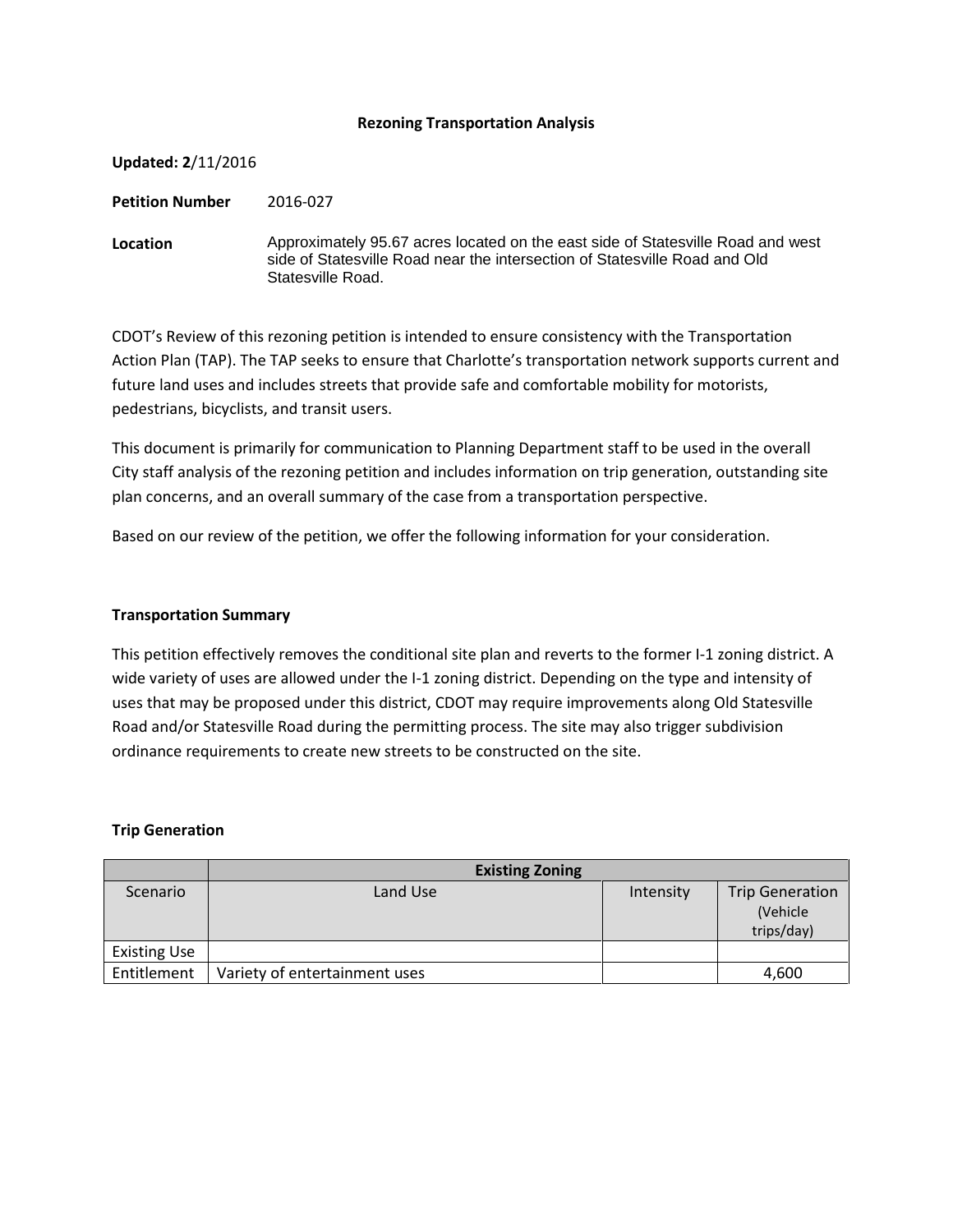# Rezoning Transportation Analysis

**Updated: 2**/11/2016

**Petition Number** 2016-027

**Location** Approximately 95.67 acres located on the east side of Statesville Road and west side of Statesville Road near the intersection of Statesville Road and Old Statesville Road.

CDOT's Review of this rezoning petition is intended to ensure consistency with the Transportation Action Plan (TAP). The TAP seeks to ensure that Charlotte's transportation network supports current and future land uses and includes streets that provide safe and comfortable mobility for motorists, pedestrians, bicyclists, and transit users.

This document is primarily for communication to Planning Department staff to be used in the overall City staff analysis of the rezoning petition and includes information on trip generation, outstanding site plan concerns, and an overall summary of the case from a transportation perspective.

Based on our review of the petition, we offer the following information for your consideration.

## Transportation Summary

This petition effectively removes the conditional site plan and reverts to the former I-1 zoning district. A wide variety of uses are allowed under the I-1 zoning district. Depending on the type and intensity of uses that may be proposed under this district, CDOT may require improvements along Old Statesville Road and/or Statesville Road during the permitting process. The site may also trigger subdivision ordinance requirements to create new streets to be constructed on the site.

## Trip Generation

| | Existing Zoning | | |
|---|---|---|---|
| Scenario | Land Use | Intensity | Trip Generation (Vehicle trips/day) |
| Existing Use | | | |
| Entitlement | Variety of entertainment uses | | 4,600 |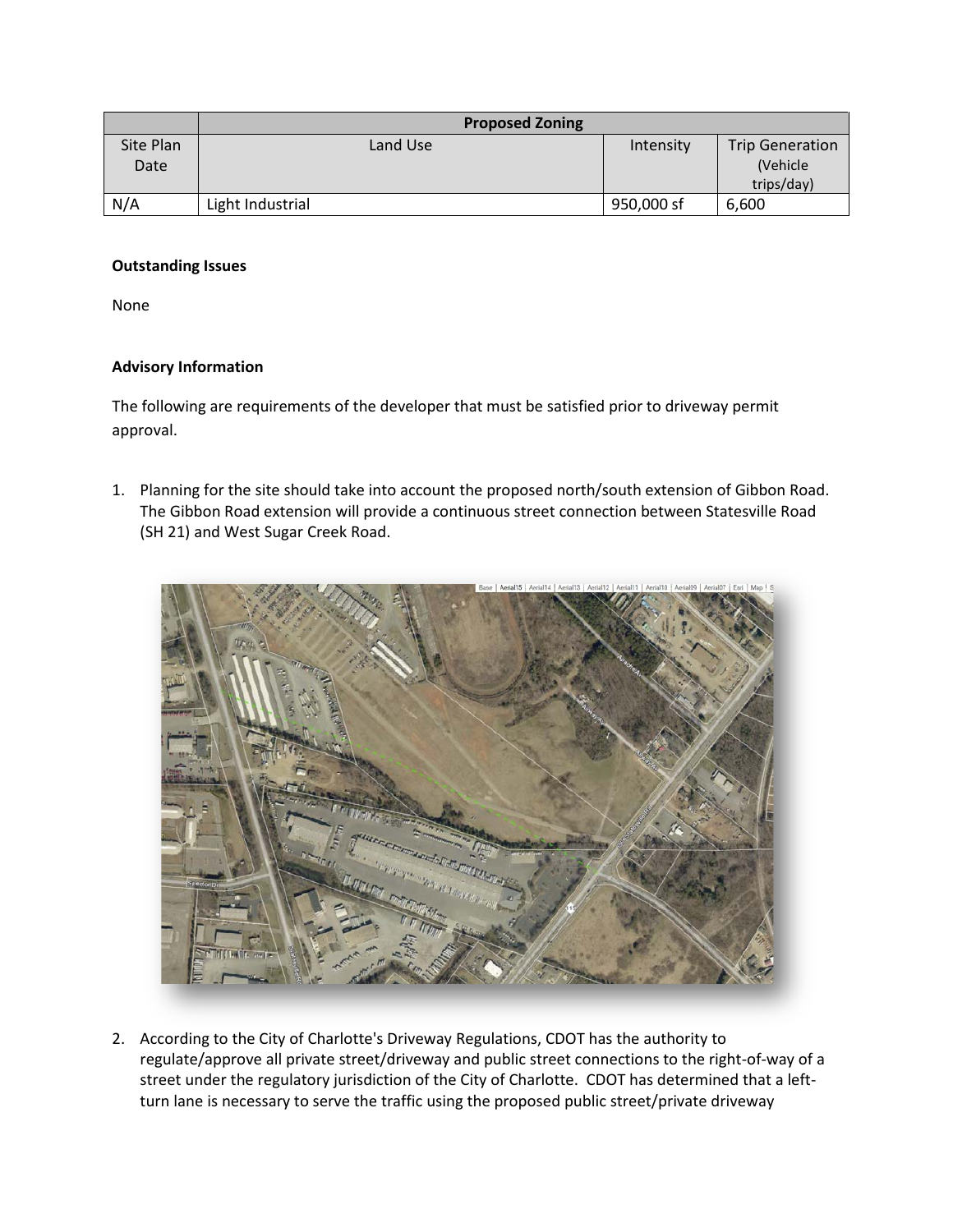| | Proposed Zoning | | |
|---|---|---|---|
| Site Plan Date | Land Use | Intensity | Trip Generation (Vehicle trips/day) |
| N/A | Light Industrial | 950,000 sf | 6,600 |

**Outstanding Issues**

None

**Advisory Information**

The following are requirements of the developer that must be satisfied prior to driveway permit approval.

1. Planning for the site should take into account the proposed north/south extension of Gibbon Road. The Gibbon Road extension will provide a continuous street connection between Statesville Road (SH 21) and West Sugar Creek Road.

2. According to the City of Charlotte's Driveway Regulations, CDOT has the authority to regulate/approve all private street/driveway and public street connections to the right-of-way of a street under the regulatory jurisdiction of the City of Charlotte. CDOT has determined that a left-turn lane is necessary to serve the traffic using the proposed public street/private driveway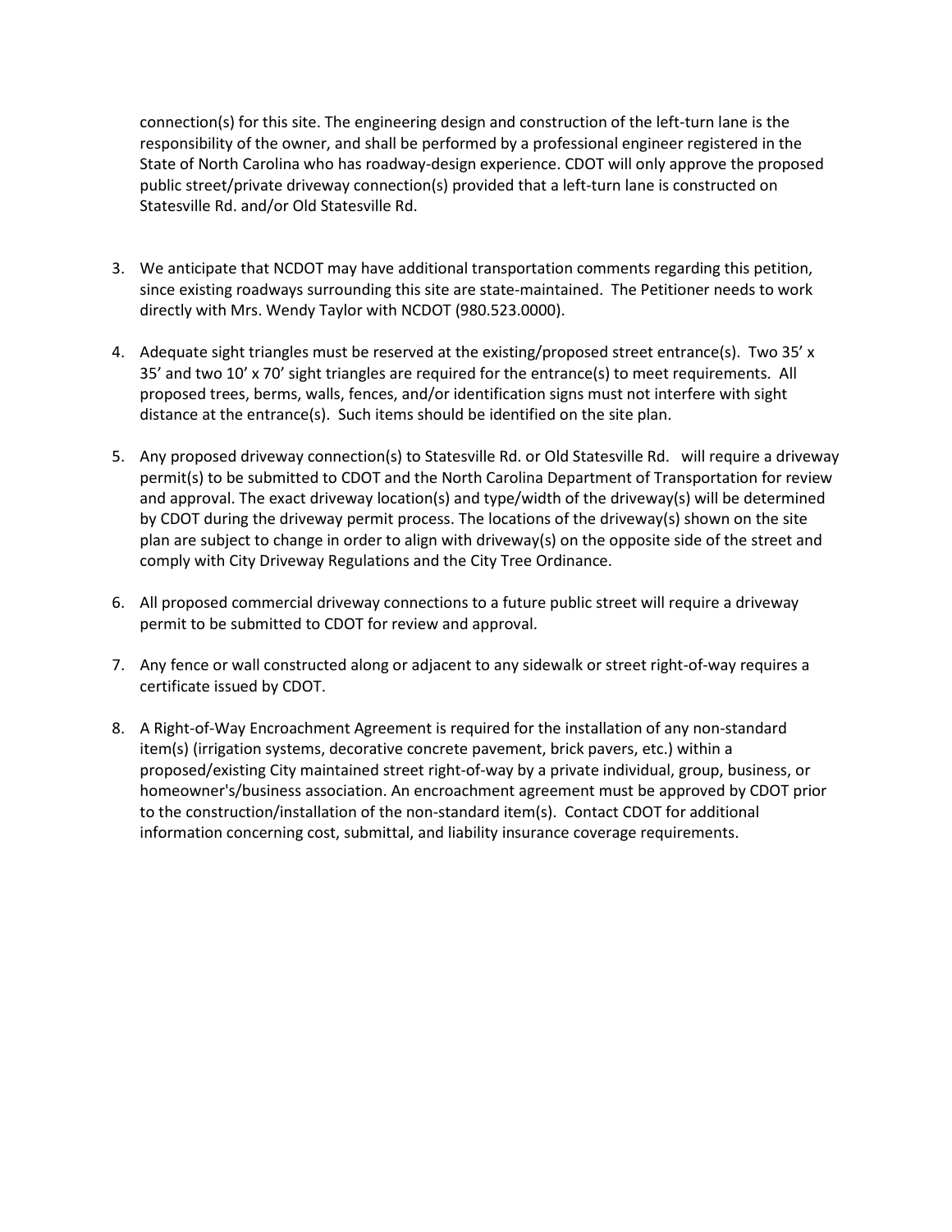connection(s) for this site. The engineering design and construction of the left-turn lane is the responsibility of the owner, and shall be performed by a professional engineer registered in the State of North Carolina who has roadway-design experience. CDOT will only approve the proposed public street/private driveway connection(s) provided that a left-turn lane is constructed on Statesville Rd. and/or Old Statesville Rd.

3. We anticipate that NCDOT may have additional transportation comments regarding this petition, since existing roadways surrounding this site are state-maintained. The Petitioner needs to work directly with Mrs. Wendy Taylor with NCDOT (980.523.0000).

4. Adequate sight triangles must be reserved at the existing/proposed street entrance(s). Two 35' x 35' and two 10' x 70' sight triangles are required for the entrance(s) to meet requirements. All proposed trees, berms, walls, fences, and/or identification signs must not interfere with sight distance at the entrance(s). Such items should be identified on the site plan.

5. Any proposed driveway connection(s) to Statesville Rd. or Old Statesville Rd. will require a driveway permit(s) to be submitted to CDOT and the North Carolina Department of Transportation for review and approval. The exact driveway location(s) and type/width of the driveway(s) will be determined by CDOT during the driveway permit process. The locations of the driveway(s) shown on the site plan are subject to change in order to align with driveway(s) on the opposite side of the street and comply with City Driveway Regulations and the City Tree Ordinance.

6. All proposed commercial driveway connections to a future public street will require a driveway permit to be submitted to CDOT for review and approval.

7. Any fence or wall constructed along or adjacent to any sidewalk or street right-of-way requires a certificate issued by CDOT.

8. A Right-of-Way Encroachment Agreement is required for the installation of any non-standard item(s) (irrigation systems, decorative concrete pavement, brick pavers, etc.) within a proposed/existing City maintained street right-of-way by a private individual, group, business, or homeowner's/business association. An encroachment agreement must be approved by CDOT prior to the construction/installation of the non-standard item(s). Contact CDOT for additional information concerning cost, submittal, and liability insurance coverage requirements.